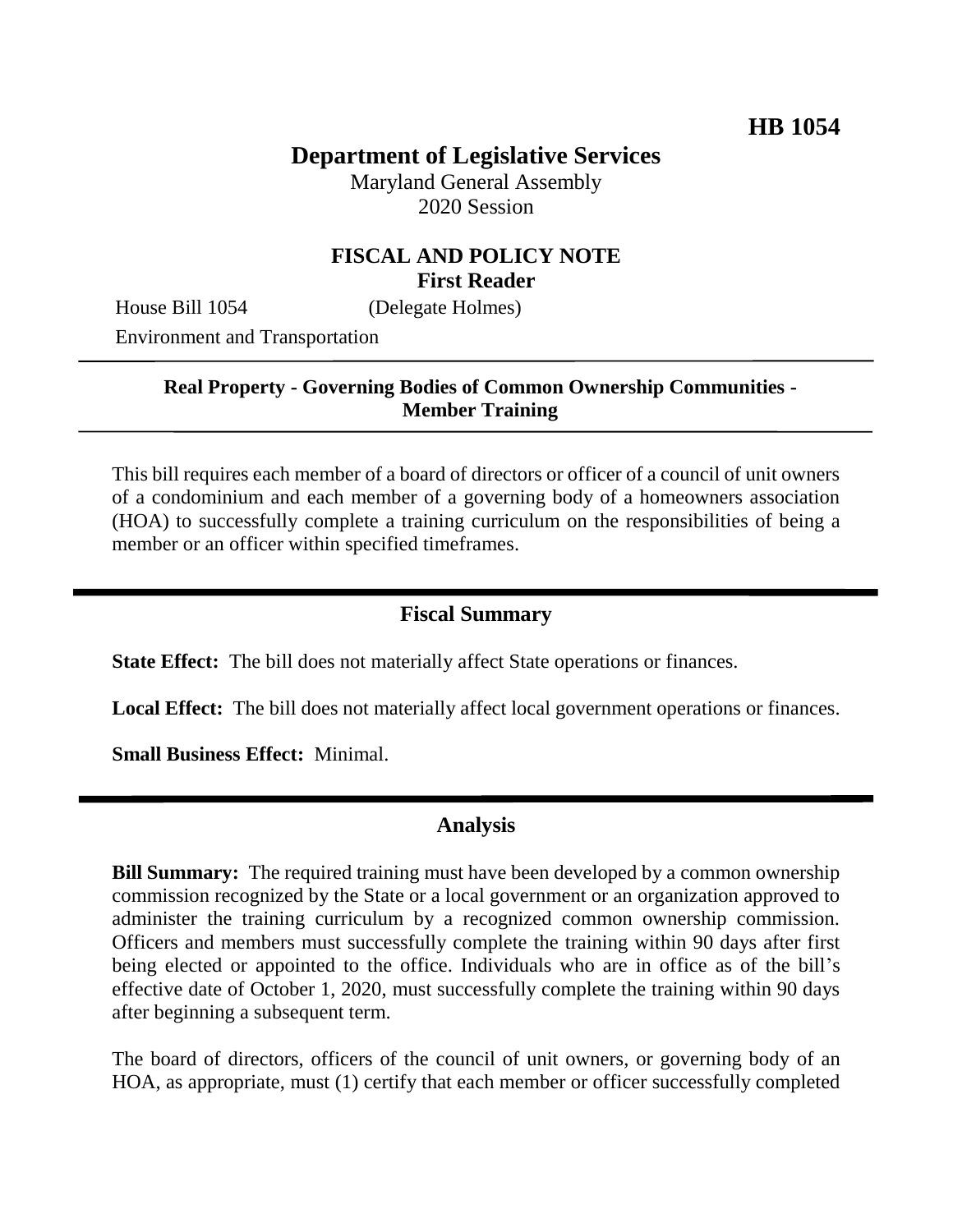**HB 1054**

# Department of Legislative Services

Maryland General Assembly
2020 Session

## FISCAL AND POLICY NOTE
**First Reader**

House Bill 1054 (Delegate Holmes)
Environment and Transportation

---

**Real Property - Governing Bodies of Common Ownership Communities - Member Training**

---

This bill requires each member of a board of directors or officer of a council of unit owners of a condominium and each member of a governing body of a homeowners association (HOA) to successfully complete a training curriculum on the responsibilities of being a member or an officer within specified timeframes.

## Fiscal Summary

**State Effect:** The bill does not materially affect State operations or finances.

**Local Effect:** The bill does not materially affect local government operations or finances.

**Small Business Effect:** Minimal.

## Analysis

**Bill Summary:** The required training must have been developed by a common ownership commission recognized by the State or a local government or an organization approved to administer the training curriculum by a recognized common ownership commission. Officers and members must successfully complete the training within 90 days after first being elected or appointed to the office. Individuals who are in office as of the bill's effective date of October 1, 2020, must successfully complete the training within 90 days after beginning a subsequent term.

The board of directors, officers of the council of unit owners, or governing body of an HOA, as appropriate, must (1) certify that each member or officer successfully completed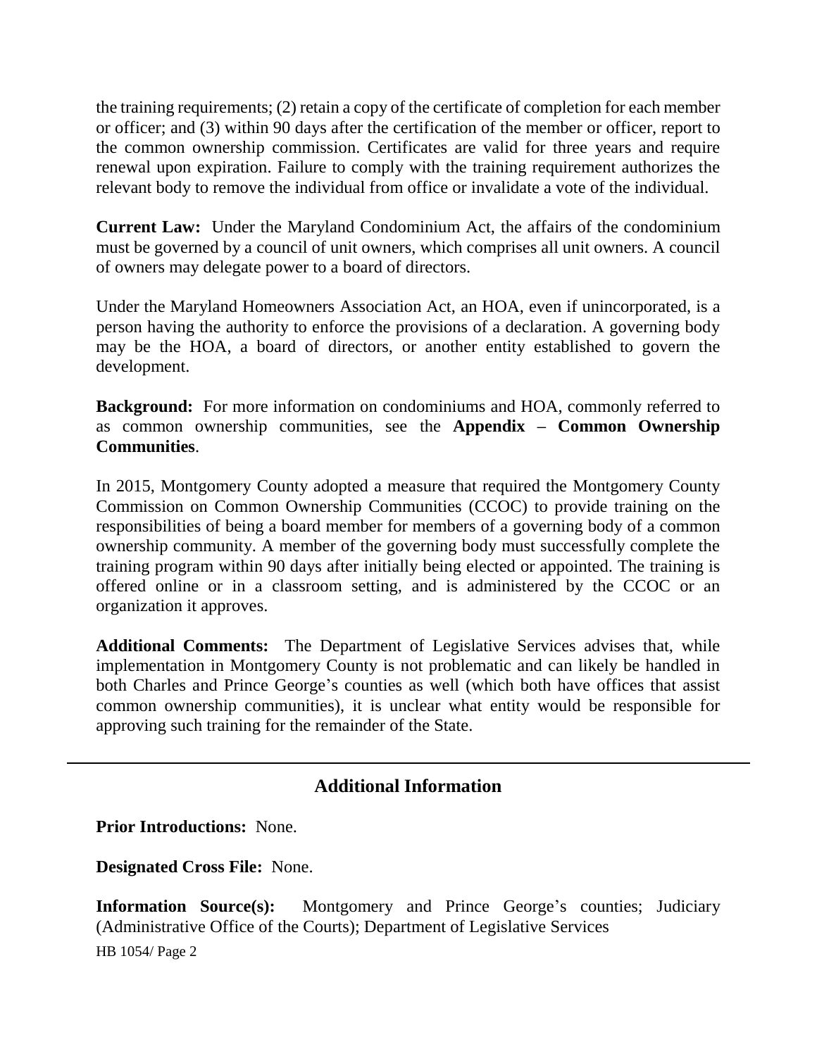the training requirements; (2) retain a copy of the certificate of completion for each member or officer; and (3) within 90 days after the certification of the member or officer, report to the common ownership commission. Certificates are valid for three years and require renewal upon expiration. Failure to comply with the training requirement authorizes the relevant body to remove the individual from office or invalidate a vote of the individual.

**Current Law:** Under the Maryland Condominium Act, the affairs of the condominium must be governed by a council of unit owners, which comprises all unit owners. A council of owners may delegate power to a board of directors.

Under the Maryland Homeowners Association Act, an HOA, even if unincorporated, is a person having the authority to enforce the provisions of a declaration. A governing body may be the HOA, a board of directors, or another entity established to govern the development.

**Background:** For more information on condominiums and HOA, commonly referred to as common ownership communities, see the **Appendix – Common Ownership Communities**.

In 2015, Montgomery County adopted a measure that required the Montgomery County Commission on Common Ownership Communities (CCOC) to provide training on the responsibilities of being a board member for members of a governing body of a common ownership community. A member of the governing body must successfully complete the training program within 90 days after initially being elected or appointed. The training is offered online or in a classroom setting, and is administered by the CCOC or an organization it approves.

**Additional Comments:** The Department of Legislative Services advises that, while implementation in Montgomery County is not problematic and can likely be handled in both Charles and Prince George's counties as well (which both have offices that assist common ownership communities), it is unclear what entity would be responsible for approving such training for the remainder of the State.

## Additional Information

**Prior Introductions:** None.

**Designated Cross File:** None.

**Information Source(s):** Montgomery and Prince George's counties; Judiciary (Administrative Office of the Courts); Department of Legislative Services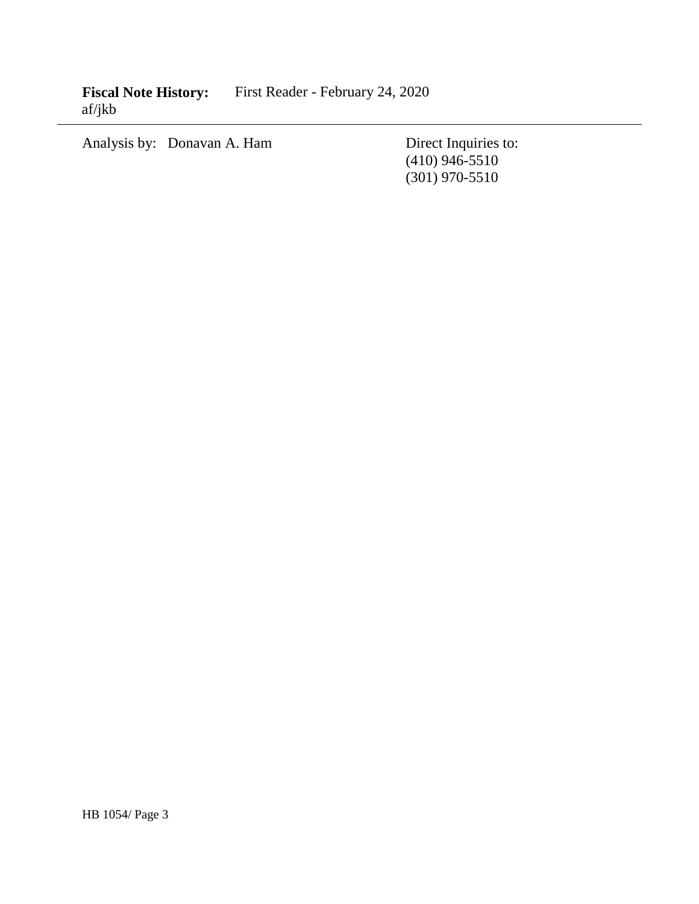**Fiscal Note History:** First Reader - February 24, 2020
af/jkb

---

Analysis by: Donavan A. Ham

Direct Inquiries to:
(410) 946-5510
(301) 970-5510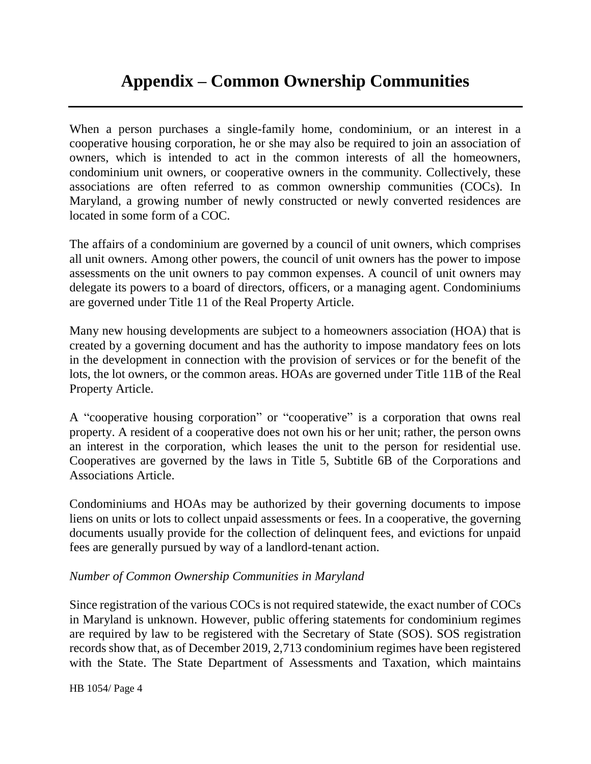# Appendix – Common Ownership Communities

When a person purchases a single-family home, condominium, or an interest in a cooperative housing corporation, he or she may also be required to join an association of owners, which is intended to act in the common interests of all the homeowners, condominium unit owners, or cooperative owners in the community. Collectively, these associations are often referred to as common ownership communities (COCs). In Maryland, a growing number of newly constructed or newly converted residences are located in some form of a COC.

The affairs of a condominium are governed by a council of unit owners, which comprises all unit owners. Among other powers, the council of unit owners has the power to impose assessments on the unit owners to pay common expenses. A council of unit owners may delegate its powers to a board of directors, officers, or a managing agent. Condominiums are governed under Title 11 of the Real Property Article.

Many new housing developments are subject to a homeowners association (HOA) that is created by a governing document and has the authority to impose mandatory fees on lots in the development in connection with the provision of services or for the benefit of the lots, the lot owners, or the common areas. HOAs are governed under Title 11B of the Real Property Article.

A "cooperative housing corporation" or "cooperative" is a corporation that owns real property. A resident of a cooperative does not own his or her unit; rather, the person owns an interest in the corporation, which leases the unit to the person for residential use. Cooperatives are governed by the laws in Title 5, Subtitle 6B of the Corporations and Associations Article.

Condominiums and HOAs may be authorized by their governing documents to impose liens on units or lots to collect unpaid assessments or fees. In a cooperative, the governing documents usually provide for the collection of delinquent fees, and evictions for unpaid fees are generally pursued by way of a landlord-tenant action.

*Number of Common Ownership Communities in Maryland*

Since registration of the various COCs is not required statewide, the exact number of COCs in Maryland is unknown. However, public offering statements for condominium regimes are required by law to be registered with the Secretary of State (SOS). SOS registration records show that, as of December 2019, 2,713 condominium regimes have been registered with the State. The State Department of Assessments and Taxation, which maintains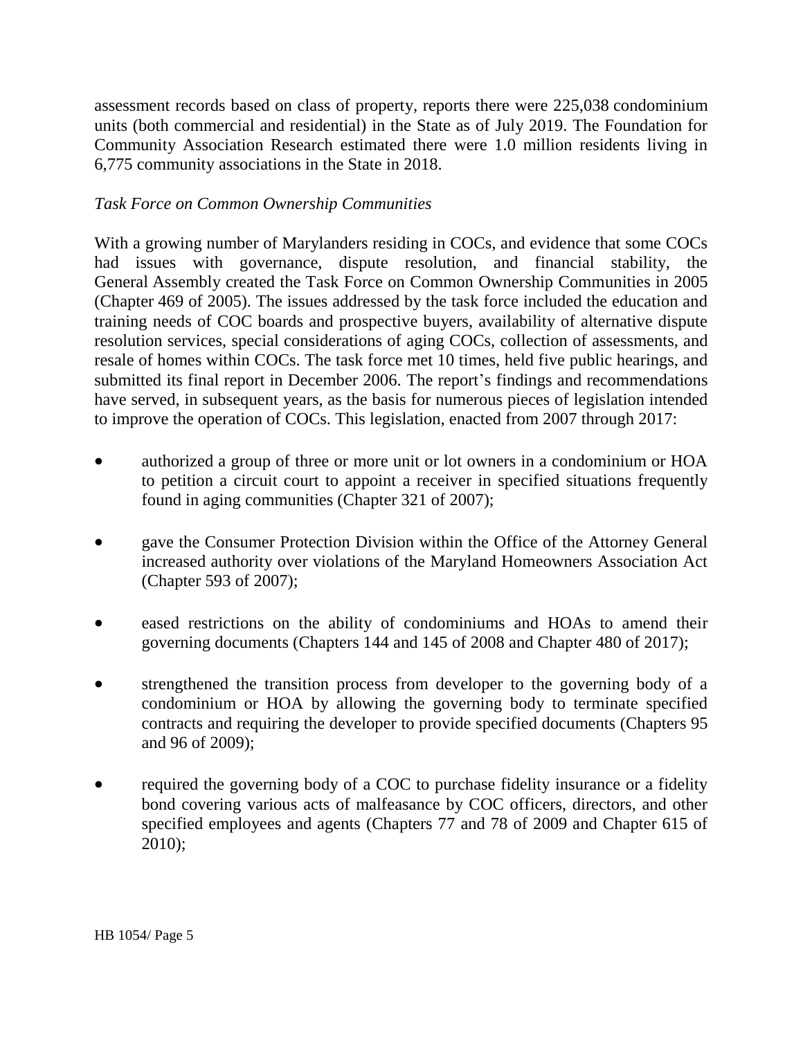assessment records based on class of property, reports there were 225,038 condominium units (both commercial and residential) in the State as of July 2019. The Foundation for Community Association Research estimated there were 1.0 million residents living in 6,775 community associations in the State in 2018.

*Task Force on Common Ownership Communities*

With a growing number of Marylanders residing in COCs, and evidence that some COCs had issues with governance, dispute resolution, and financial stability, the General Assembly created the Task Force on Common Ownership Communities in 2005 (Chapter 469 of 2005). The issues addressed by the task force included the education and training needs of COC boards and prospective buyers, availability of alternative dispute resolution services, special considerations of aging COCs, collection of assessments, and resale of homes within COCs. The task force met 10 times, held five public hearings, and submitted its final report in December 2006. The report's findings and recommendations have served, in subsequent years, as the basis for numerous pieces of legislation intended to improve the operation of COCs. This legislation, enacted from 2007 through 2017:

- authorized a group of three or more unit or lot owners in a condominium or HOA to petition a circuit court to appoint a receiver in specified situations frequently found in aging communities (Chapter 321 of 2007);
- gave the Consumer Protection Division within the Office of the Attorney General increased authority over violations of the Maryland Homeowners Association Act (Chapter 593 of 2007);
- eased restrictions on the ability of condominiums and HOAs to amend their governing documents (Chapters 144 and 145 of 2008 and Chapter 480 of 2017);
- strengthened the transition process from developer to the governing body of a condominium or HOA by allowing the governing body to terminate specified contracts and requiring the developer to provide specified documents (Chapters 95 and 96 of 2009);
- required the governing body of a COC to purchase fidelity insurance or a fidelity bond covering various acts of malfeasance by COC officers, directors, and other specified employees and agents (Chapters 77 and 78 of 2009 and Chapter 615 of 2010);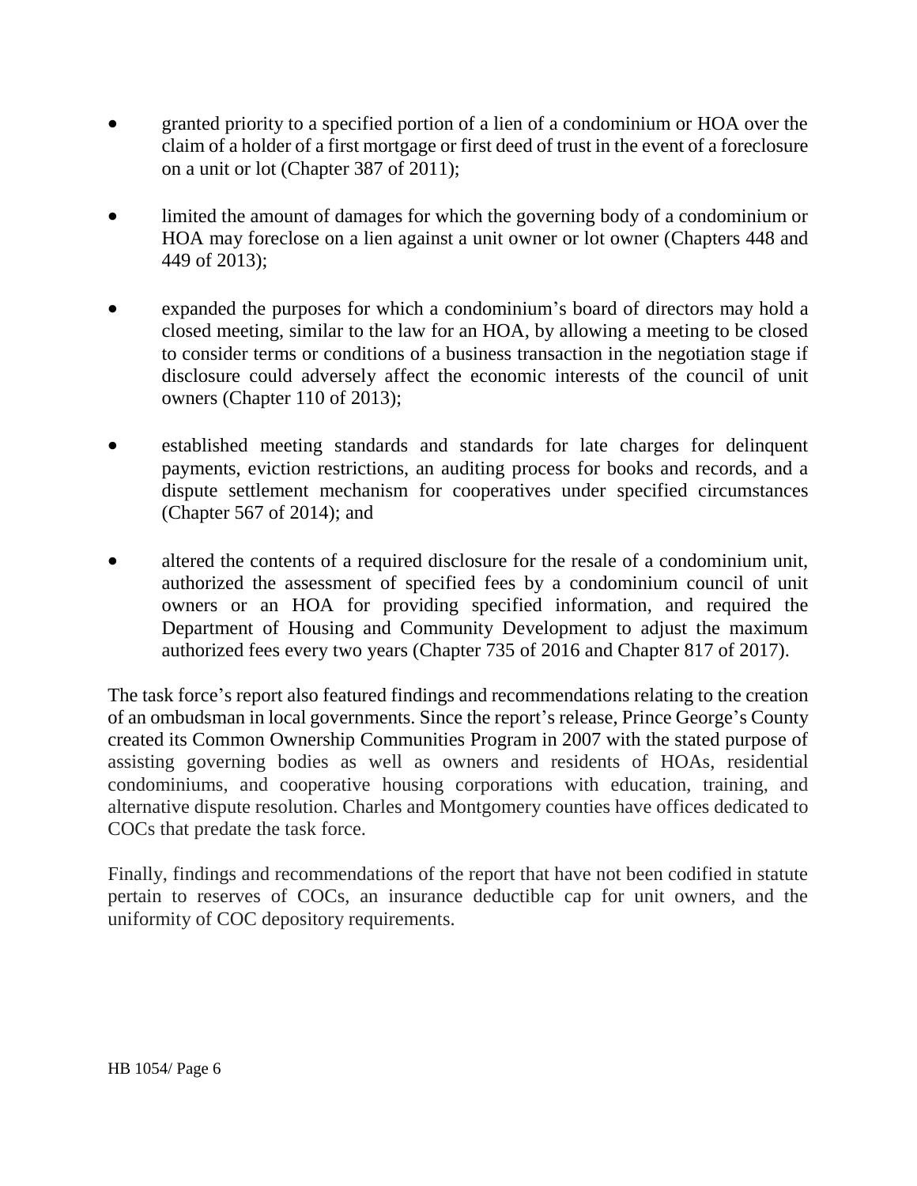- granted priority to a specified portion of a lien of a condominium or HOA over the claim of a holder of a first mortgage or first deed of trust in the event of a foreclosure on a unit or lot (Chapter 387 of 2011);
- limited the amount of damages for which the governing body of a condominium or HOA may foreclose on a lien against a unit owner or lot owner (Chapters 448 and 449 of 2013);
- expanded the purposes for which a condominium's board of directors may hold a closed meeting, similar to the law for an HOA, by allowing a meeting to be closed to consider terms or conditions of a business transaction in the negotiation stage if disclosure could adversely affect the economic interests of the council of unit owners (Chapter 110 of 2013);
- established meeting standards and standards for late charges for delinquent payments, eviction restrictions, an auditing process for books and records, and a dispute settlement mechanism for cooperatives under specified circumstances (Chapter 567 of 2014); and
- altered the contents of a required disclosure for the resale of a condominium unit, authorized the assessment of specified fees by a condominium council of unit owners or an HOA for providing specified information, and required the Department of Housing and Community Development to adjust the maximum authorized fees every two years (Chapter 735 of 2016 and Chapter 817 of 2017).

The task force's report also featured findings and recommendations relating to the creation of an ombudsman in local governments. Since the report's release, Prince George's County created its Common Ownership Communities Program in 2007 with the stated purpose of assisting governing bodies as well as owners and residents of HOAs, residential condominiums, and cooperative housing corporations with education, training, and alternative dispute resolution. Charles and Montgomery counties have offices dedicated to COCs that predate the task force.

Finally, findings and recommendations of the report that have not been codified in statute pertain to reserves of COCs, an insurance deductible cap for unit owners, and the uniformity of COC depository requirements.